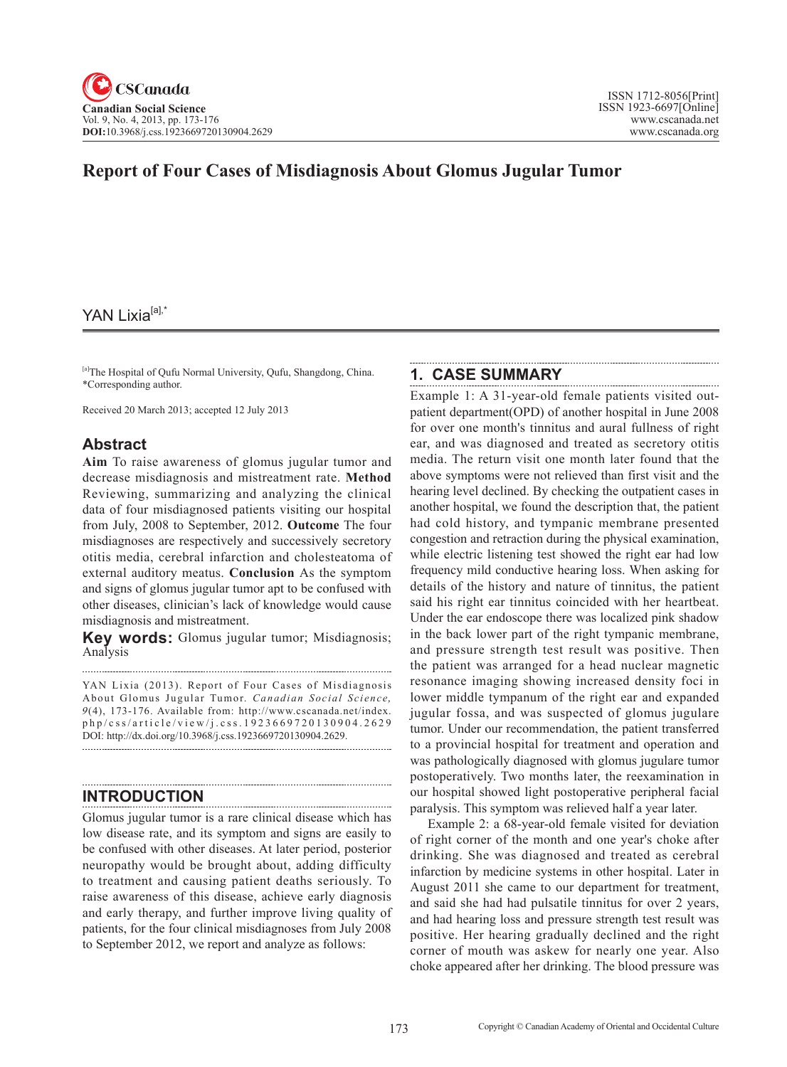# Report of Four Cases of Misdiagnosis About Glomus Jugular Tumor

YAN Lixia[a],*

[a]The Hospital of Qufu Normal University, Qufu, Shangdong, China.
*Corresponding author.

Received 20 March 2013; accepted 12 July 2013

## Abstract

**Aim** To raise awareness of glomus jugular tumor and decrease misdiagnosis and mistreatment rate. **Method** Reviewing, summarizing and analyzing the clinical data of four misdiagnosed patients visiting our hospital from July, 2008 to September, 2012. **Outcome** The four misdiagnoses are respectively and successively secretory otitis media, cerebral infarction and cholesteatoma of external auditory meatus. **Conclusion** As the symptom and signs of glomus jugular tumor apt to be confused with other diseases, clinician's lack of knowledge would cause misdiagnosis and mistreatment.

**Key words:** Glomus jugular tumor; Misdiagnosis; Analysis

YAN Lixia (2013). Report of Four Cases of Misdiagnosis About Glomus Jugular Tumor. *Canadian Social Science, 9*(4), 173-176. Available from: http://www.cscanada.net/index.php/css/article/view/j.css.1923669720130904.2629
DOI: http://dx.doi.org/10.3968/j.css.1923669720130904.2629.

## INTRODUCTION

Glomus jugular tumor is a rare clinical disease which has low disease rate, and its symptom and signs are easily to be confused with other diseases. At later period, posterior neuropathy would be brought about, adding difficulty to treatment and causing patient deaths seriously. To raise awareness of this disease, achieve early diagnosis and early therapy, and further improve living quality of patients, for the four clinical misdiagnoses from July 2008 to September 2012, we report and analyze as follows:

## 1. CASE SUMMARY

Example 1: A 31-year-old female patients visited outpatient department(OPD) of another hospital in June 2008 for over one month's tinnitus and aural fullness of right ear, and was diagnosed and treated as secretory otitis media. The return visit one month later found that the above symptoms were not relieved than first visit and the hearing level declined. By checking the outpatient cases in another hospital, we found the description that, the patient had cold history, and tympanic membrane presented congestion and retraction during the physical examination, while electric listening test showed the right ear had low frequency mild conductive hearing loss. When asking for details of the history and nature of tinnitus, the patient said his right ear tinnitus coincided with her heartbeat. Under the ear endoscope there was localized pink shadow in the back lower part of the right tympanic membrane, and pressure strength test result was positive. Then the patient was arranged for a head nuclear magnetic resonance imaging showing increased density foci in lower middle tympanum of the right ear and expanded jugular fossa, and was suspected of glomus jugulare tumor. Under our recommendation, the patient transferred to a provincial hospital for treatment and operation and was pathologically diagnosed with glomus jugulare tumor postoperatively. Two months later, the reexamination in our hospital showed light postoperative peripheral facial paralysis. This symptom was relieved half a year later.

Example 2: a 68-year-old female visited for deviation of right corner of the month and one year's choke after drinking. She was diagnosed and treated as cerebral infarction by medicine systems in other hospital. Later in August 2011 she came to our department for treatment, and said she had had pulsatile tinnitus for over 2 years, and had hearing loss and pressure strength test result was positive. Her hearing gradually declined and the right corner of mouth was askew for nearly one year. Also choke appeared after her drinking. The blood pressure was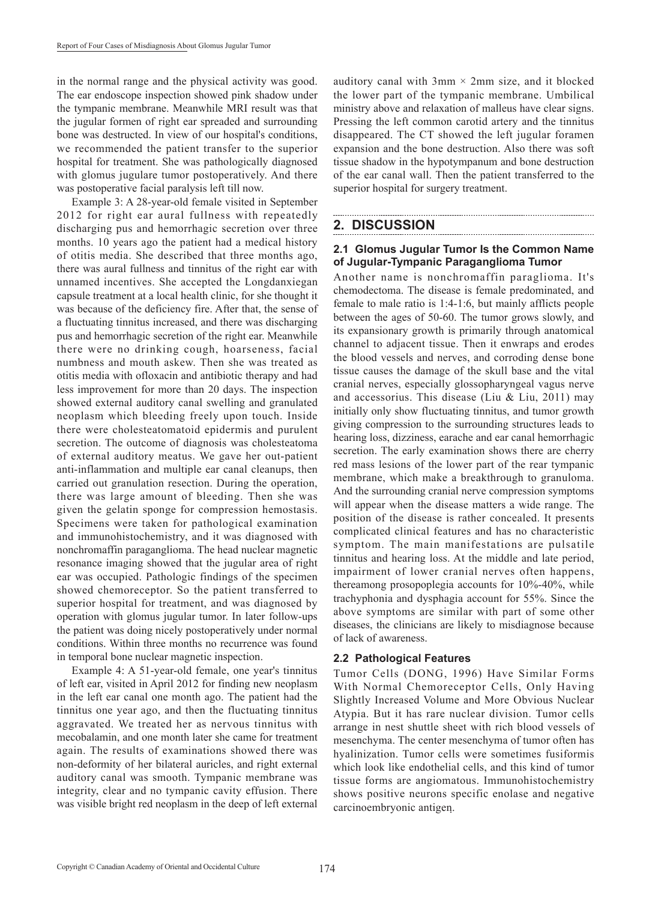in the normal range and the physical activity was good. The ear endoscope inspection showed pink shadow under the tympanic membrane. Meanwhile MRI result was that the jugular formen of right ear spreaded and surrounding bone was destructed. In view of our hospital's conditions, we recommended the patient transfer to the superior hospital for treatment. She was pathologically diagnosed with glomus jugulare tumor postoperatively. And there was postoperative facial paralysis left till now.

Example 3: A 28-year-old female visited in September 2012 for right ear aural fullness with repeatedly discharging pus and hemorrhagic secretion over three months. 10 years ago the patient had a medical history of otitis media. She described that three months ago, there was aural fullness and tinnitus of the right ear with unnamed incentives. She accepted the Longdanxiegan capsule treatment at a local health clinic, for she thought it was because of the deficiency fire. After that, the sense of a fluctuating tinnitus increased, and there was discharging pus and hemorrhagic secretion of the right ear. Meanwhile there were no drinking cough, hoarseness, facial numbness and mouth askew. Then she was treated as otitis media with ofloxacin and antibiotic therapy and had less improvement for more than 20 days. The inspection showed external auditory canal swelling and granulated neoplasm which bleeding freely upon touch. Inside there were cholesteatomatoid epidermis and purulent secretion. The outcome of diagnosis was cholesteatoma of external auditory meatus. We gave her out-patient anti-inflammation and multiple ear canal cleanups, then carried out granulation resection. During the operation, there was large amount of bleeding. Then she was given the gelatin sponge for compression hemostasis. Specimens were taken for pathological examination and immunohistochemistry, and it was diagnosed with nonchromaffin paraganglioma. The head nuclear magnetic resonance imaging showed that the jugular area of right ear was occupied. Pathologic findings of the specimen showed chemoreceptor. So the patient transferred to superior hospital for treatment, and was diagnosed by operation with glomus jugular tumor. In later follow-ups the patient was doing nicely postoperatively under normal conditions. Within three months no recurrence was found in temporal bone nuclear magnetic inspection.

Example 4: A 51-year-old female, one year's tinnitus of left ear, visited in April 2012 for finding new neoplasm in the left ear canal one month ago. The patient had the tinnitus one year ago, and then the fluctuating tinnitus aggravated. We treated her as nervous tinnitus with mecobalamin, and one month later she came for treatment again. The results of examinations showed there was non-deformity of her bilateral auricles, and right external auditory canal was smooth. Tympanic membrane was integrity, clear and no tympanic cavity effusion. There was visible bright red neoplasm in the deep of left external auditory canal with 3mm × 2mm size, and it blocked the lower part of the tympanic membrane. Umbilical ministry above and relaxation of malleus have clear signs. Pressing the left common carotid artery and the tinnitus disappeared. The CT showed the left jugular foramen expansion and the bone destruction. Also there was soft tissue shadow in the hypotympanum and bone destruction of the ear canal wall. Then the patient transferred to the superior hospital for surgery treatment.

## 2. DISCUSSION

### 2.1 Glomus Jugular Tumor Is the Common Name of Jugular-Tympanic Paraganglioma Tumor

Another name is nonchromaffin paraglioma. It's chemodectoma. The disease is female predominated, and female to male ratio is 1:4-1:6, but mainly afflicts people between the ages of 50-60. The tumor grows slowly, and its expansionary growth is primarily through anatomical channel to adjacent tissue. Then it enwraps and erodes the blood vessels and nerves, and corroding dense bone tissue causes the damage of the skull base and the vital cranial nerves, especially glossopharyngeal vagus nerve and accessorius. This disease (Liu & Liu, 2011) may initially only show fluctuating tinnitus, and tumor growth giving compression to the surrounding structures leads to hearing loss, dizziness, earache and ear canal hemorrhagic secretion. The early examination shows there are cherry red mass lesions of the lower part of the rear tympanic membrane, which make a breakthrough to granuloma. And the surrounding cranial nerve compression symptoms will appear when the disease matters a wide range. The position of the disease is rather concealed. It presents complicated clinical features and has no characteristic symptom. The main manifestations are pulsatile tinnitus and hearing loss. At the middle and late period, impairment of lower cranial nerves often happens, thereamong prosopoplegia accounts for 10%-40%, while trachyphonia and dysphagia account for 55%. Since the above symptoms are similar with part of some other diseases, the clinicians are likely to misdiagnose because of lack of awareness.

### 2.2 Pathological Features

Tumor Cells (DONG, 1996) Have Similar Forms With Normal Chemoreceptor Cells, Only Having Slightly Increased Volume and More Obvious Nuclear Atypia. But it has rare nuclear division. Tumor cells arrange in nest shuttle sheet with rich blood vessels of mesenchyma. The center mesenchyma of tumor often has hyalinization. Tumor cells were sometimes fusiformis which look like endothelial cells, and this kind of tumor tissue forms are angiomatous. Immunohistochemistry shows positive neurons specific enolase and negative carcinoembryonic antigen.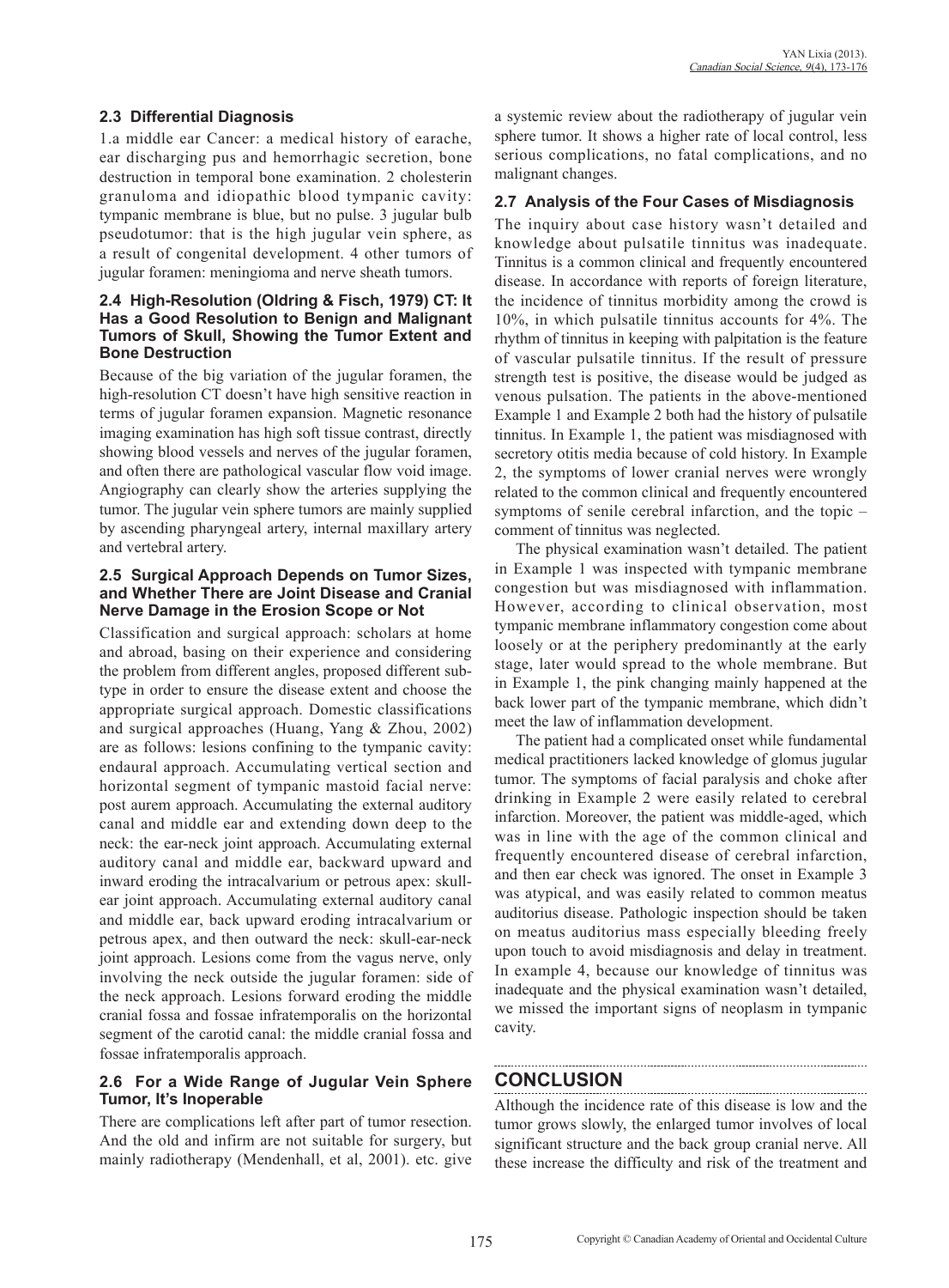### 2.3 Differential Diagnosis

1.a middle ear Cancer: a medical history of earache, ear discharging pus and hemorrhagic secretion, bone destruction in temporal bone examination. 2 cholesterin granuloma and idiopathic blood tympanic cavity: tympanic membrane is blue, but no pulse. 3 jugular bulb pseudotumor: that is the high jugular vein sphere, as a result of congenital development. 4 other tumors of jugular foramen: meningioma and nerve sheath tumors.

### 2.4 High-Resolution (Oldring & Fisch, 1979) CT: It Has a Good Resolution to Benign and Malignant Tumors of Skull, Showing the Tumor Extent and Bone Destruction

Because of the big variation of the jugular foramen, the high-resolution CT doesn't have high sensitive reaction in terms of jugular foramen expansion. Magnetic resonance imaging examination has high soft tissue contrast, directly showing blood vessels and nerves of the jugular foramen, and often there are pathological vascular flow void image. Angiography can clearly show the arteries supplying the tumor. The jugular vein sphere tumors are mainly supplied by ascending pharyngeal artery, internal maxillary artery and vertebral artery.

### 2.5 Surgical Approach Depends on Tumor Sizes, and Whether There are Joint Disease and Cranial Nerve Damage in the Erosion Scope or Not

Classification and surgical approach: scholars at home and abroad, basing on their experience and considering the problem from different angles, proposed different subtype in order to ensure the disease extent and choose the appropriate surgical approach. Domestic classifications and surgical approaches (Huang, Yang & Zhou, 2002) are as follows: lesions confining to the tympanic cavity: endaural approach. Accumulating vertical section and horizontal segment of tympanic mastoid facial nerve: post aurem approach. Accumulating the external auditory canal and middle ear and extending down deep to the neck: the ear-neck joint approach. Accumulating external auditory canal and middle ear, backward upward and inward eroding the intracalvarium or petrous apex: skull-ear joint approach. Accumulating external auditory canal and middle ear, back upward eroding intracalvarium or petrous apex, and then outward the neck: skull-ear-neck joint approach. Lesions come from the vagus nerve, only involving the neck outside the jugular foramen: side of the neck approach. Lesions forward eroding the middle cranial fossa and fossae infratemporalis on the horizontal segment of the carotid canal: the middle cranial fossa and fossae infratemporalis approach.

### 2.6 For a Wide Range of Jugular Vein Sphere Tumor, It's Inoperable

There are complications left after part of tumor resection. And the old and infirm are not suitable for surgery, but mainly radiotherapy (Mendenhall, et al, 2001). etc. give a systemic review about the radiotherapy of jugular vein sphere tumor. It shows a higher rate of local control, less serious complications, no fatal complications, and no malignant changes.

### 2.7 Analysis of the Four Cases of Misdiagnosis

The inquiry about case history wasn't detailed and knowledge about pulsatile tinnitus was inadequate. Tinnitus is a common clinical and frequently encountered disease. In accordance with reports of foreign literature, the incidence of tinnitus morbidity among the crowd is 10%, in which pulsatile tinnitus accounts for 4%. The rhythm of tinnitus in keeping with palpitation is the feature of vascular pulsatile tinnitus. If the result of pressure strength test is positive, the disease would be judged as venous pulsation. The patients in the above-mentioned Example 1 and Example 2 both had the history of pulsatile tinnitus. In Example 1, the patient was misdiagnosed with secretory otitis media because of cold history. In Example 2, the symptoms of lower cranial nerves were wrongly related to the common clinical and frequently encountered symptoms of senile cerebral infarction, and the topic – comment of tinnitus was neglected.

The physical examination wasn't detailed. The patient in Example 1 was inspected with tympanic membrane congestion but was misdiagnosed with inflammation. However, according to clinical observation, most tympanic membrane inflammatory congestion come about loosely or at the periphery predominantly at the early stage, later would spread to the whole membrane. But in Example 1, the pink changing mainly happened at the back lower part of the tympanic membrane, which didn't meet the law of inflammation development.

The patient had a complicated onset while fundamental medical practitioners lacked knowledge of glomus jugular tumor. The symptoms of facial paralysis and choke after drinking in Example 2 were easily related to cerebral infarction. Moreover, the patient was middle-aged, which was in line with the age of the common clinical and frequently encountered disease of cerebral infarction, and then ear check was ignored. The onset in Example 3 was atypical, and was easily related to common meatus auditorius disease. Pathologic inspection should be taken on meatus auditorius mass especially bleeding freely upon touch to avoid misdiagnosis and delay in treatment. In example 4, because our knowledge of tinnitus was inadequate and the physical examination wasn't detailed, we missed the important signs of neoplasm in tympanic cavity.

## CONCLUSION

Although the incidence rate of this disease is low and the tumor grows slowly, the enlarged tumor involves of local significant structure and the back group cranial nerve. All these increase the difficulty and risk of the treatment and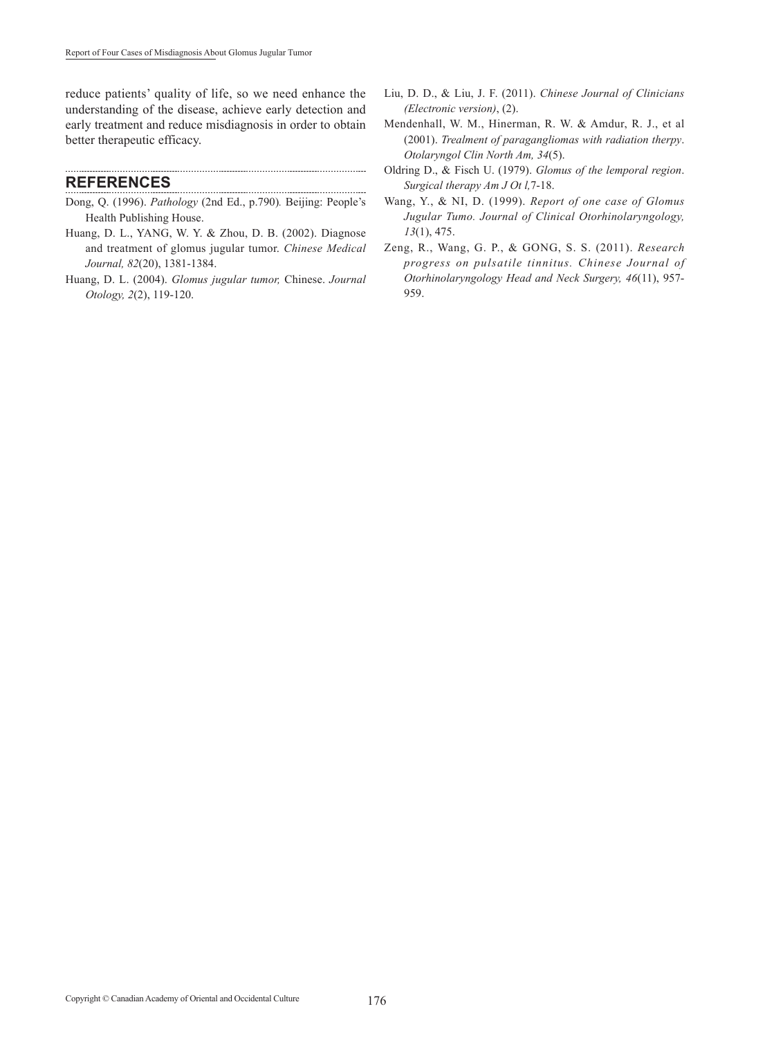reduce patients' quality of life, so we need enhance the understanding of the disease, achieve early detection and early treatment and reduce misdiagnosis in order to obtain better therapeutic efficacy.

## REFERENCES

Dong, Q. (1996). *Pathology* (2nd Ed., p.790)*.* Beijing: People's Health Publishing House.

Huang, D. L., YANG, W. Y. & Zhou, D. B. (2002). Diagnose and treatment of glomus jugular tumor. *Chinese Medical Journal, 82*(20), 1381-1384.

Huang, D. L. (2004). *Glomus jugular tumor,* Chinese. *Journal Otology, 2*(2), 119-120.

Liu, D. D., & Liu, J. F. (2011). *Chinese Journal of Clinicians (Electronic version)*, (2).

Mendenhall, W. M., Hinerman, R. W. & Amdur, R. J., et al (2001). *Trealment of paragangliomas with radiation therpy*. *Otolaryngol Clin North Am, 34*(5).

Oldring D., & Fisch U. (1979). *Glomus of the lemporal region*. *Surgical therapy Am J Ot l,*7-18.

Wang, Y., & NI, D. (1999). *Report of one case of Glomus Jugular Tumo. Journal of Clinical Otorhinolaryngology, 13*(1), 475.

Zeng, R., Wang, G. P., & GONG, S. S. (2011). *Research progress on pulsatile tinnitus. Chinese Journal of Otorhinolaryngology Head and Neck Surgery, 46*(11), 957-959.